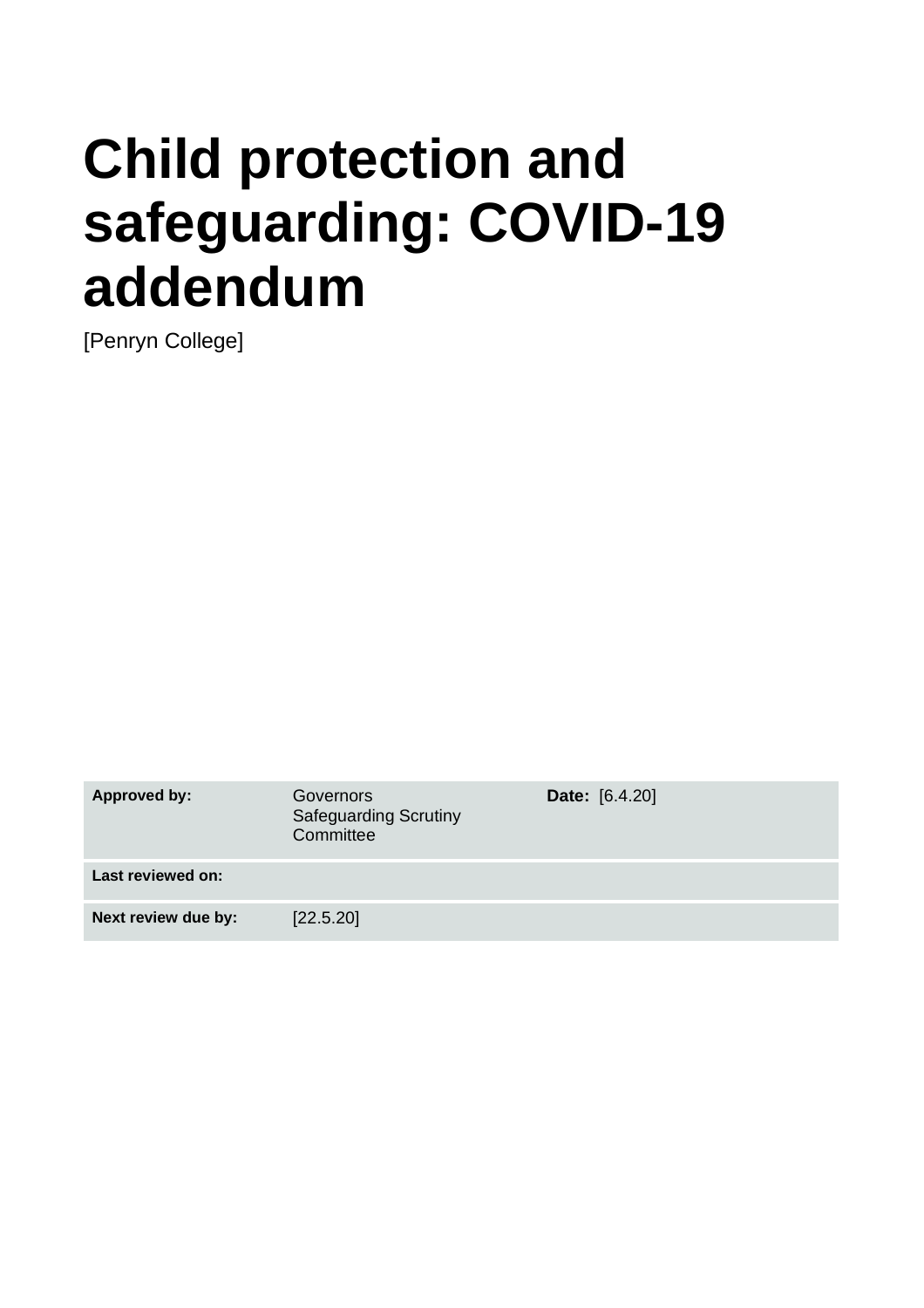# Child protection and safeguarding: COVID-19 addendum

[Penryn College]

| Approved by: | Governors Safeguarding Scrutiny Committee | Date: [6.4.20] |
|---|---|---|
| Last reviewed on: | | |
| Next review due by: | [22.5.20] | |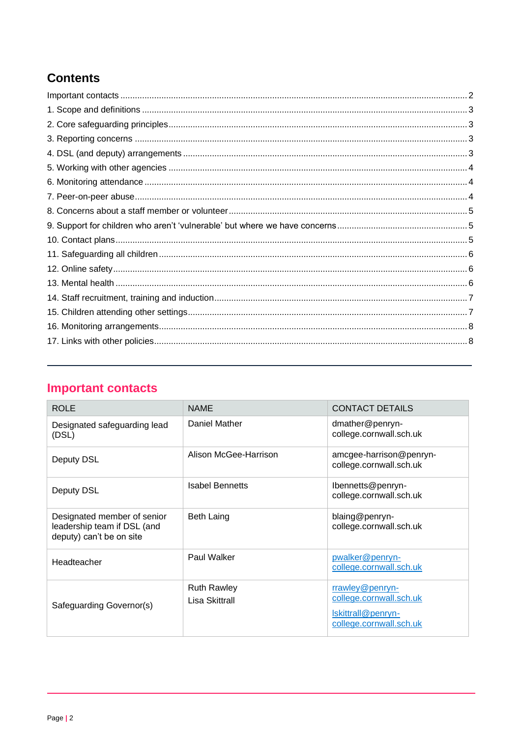## Contents

Important contacts ... 2
1. Scope and definitions ... 3
2. Core safeguarding principles ... 3
3. Reporting concerns ... 3
4. DSL (and deputy) arrangements ... 3
5. Working with other agencies ... 4
6. Monitoring attendance ... 4
7. Peer-on-peer abuse ... 4
8. Concerns about a staff member or volunteer ... 5
9. Support for children who aren't 'vulnerable' but where we have concerns ... 5
10. Contact plans ... 5
11. Safeguarding all children ... 6
12. Online safety ... 6
13. Mental health ... 6
14. Staff recruitment, training and induction ... 7
15. Children attending other settings ... 7
16. Monitoring arrangements ... 8
17. Links with other policies ... 8

---

## Important contacts

| ROLE | NAME | CONTACT DETAILS |
|---|---|---|
| Designated safeguarding lead (DSL) | Daniel Mather | dmather@penryn-college.cornwall.sch.uk |
| Deputy DSL | Alison McGee-Harrison | amcgee-harrison@penryn-college.cornwall.sch.uk |
| Deputy DSL | Isabel Bennetts | Ibennetts@penryn-college.cornwall.sch.uk |
| Designated member of senior leadership team if DSL (and deputy) can't be on site | Beth Laing | blaing@penryn-college.cornwall.sch.uk |
| Headteacher | Paul Walker | pwalker@penryn-college.cornwall.sch.uk |
| Safeguarding Governor(s) | Ruth Rawley<br>Lisa Skittrall | rrawley@penryn-college.cornwall.sch.uk<br>lskittrall@penryn-college.cornwall.sch.uk |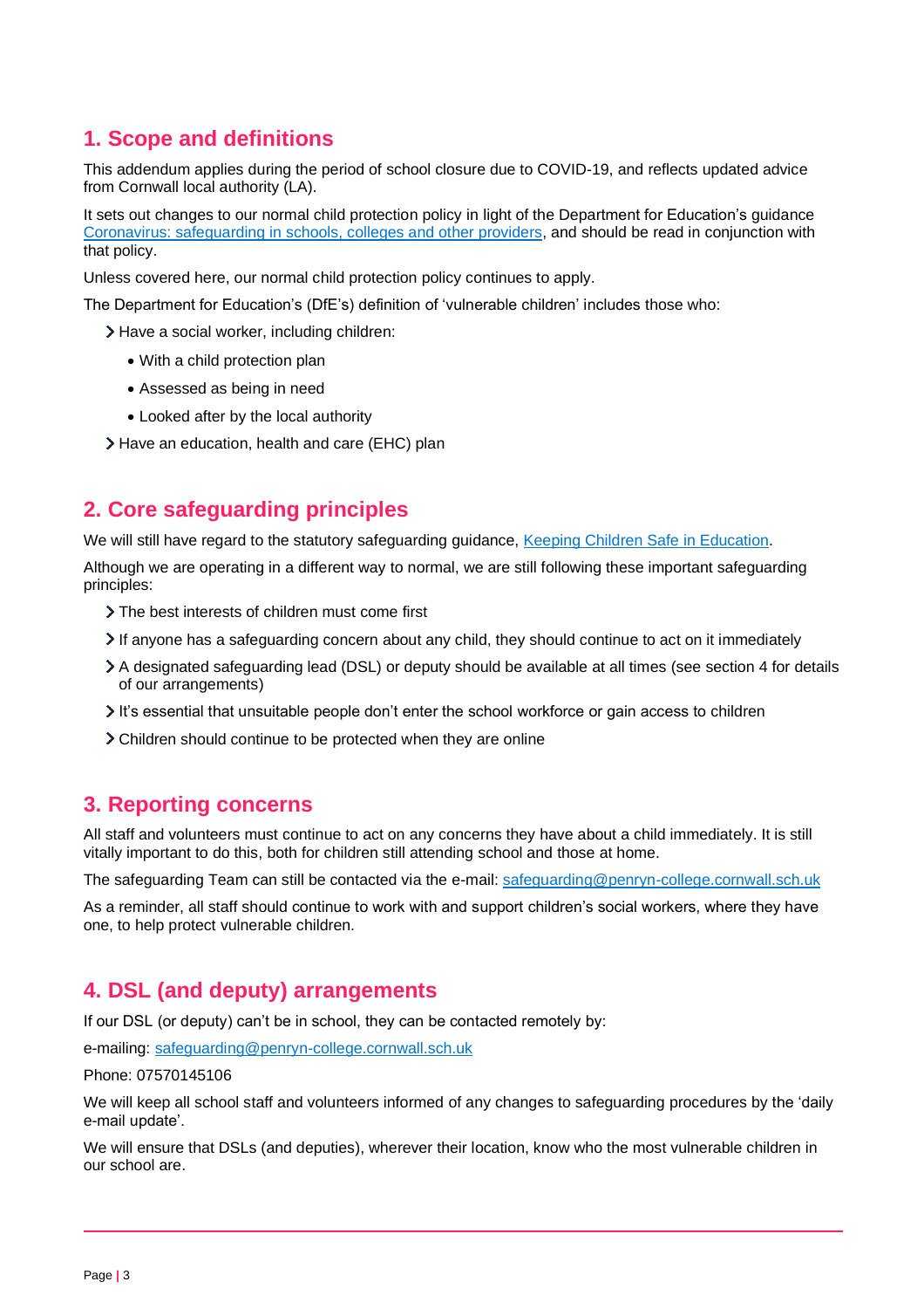## 1. Scope and definitions

This addendum applies during the period of school closure due to COVID-19, and reflects updated advice from Cornwall local authority (LA).

It sets out changes to our normal child protection policy in light of the Department for Education's guidance [Coronavirus: safeguarding in schools, colleges and other providers](), and should be read in conjunction with that policy.

Unless covered here, our normal child protection policy continues to apply.

The Department for Education's (DfE's) definition of 'vulnerable children' includes those who:

- Have a social worker, including children:
  - With a child protection plan
  - Assessed as being in need
  - Looked after by the local authority
- Have an education, health and care (EHC) plan

## 2. Core safeguarding principles

We will still have regard to the statutory safeguarding guidance, [Keeping Children Safe in Education]().

Although we are operating in a different way to normal, we are still following these important safeguarding principles:

- The best interests of children must come first
- If anyone has a safeguarding concern about any child, they should continue to act on it immediately
- A designated safeguarding lead (DSL) or deputy should be available at all times (see section 4 for details of our arrangements)
- It's essential that unsuitable people don't enter the school workforce or gain access to children
- Children should continue to be protected when they are online

## 3. Reporting concerns

All staff and volunteers must continue to act on any concerns they have about a child immediately. It is still vitally important to do this, both for children still attending school and those at home.

The safeguarding Team can still be contacted via the e-mail: safeguarding@penryn-college.cornwall.sch.uk

As a reminder, all staff should continue to work with and support children's social workers, where they have one, to help protect vulnerable children.

## 4. DSL (and deputy) arrangements

If our DSL (or deputy) can't be in school, they can be contacted remotely by:

e-mailing: safeguarding@penryn-college.cornwall.sch.uk

Phone: 07570145106

We will keep all school staff and volunteers informed of any changes to safeguarding procedures by the 'daily e-mail update'.

We will ensure that DSLs (and deputies), wherever their location, know who the most vulnerable children in our school are.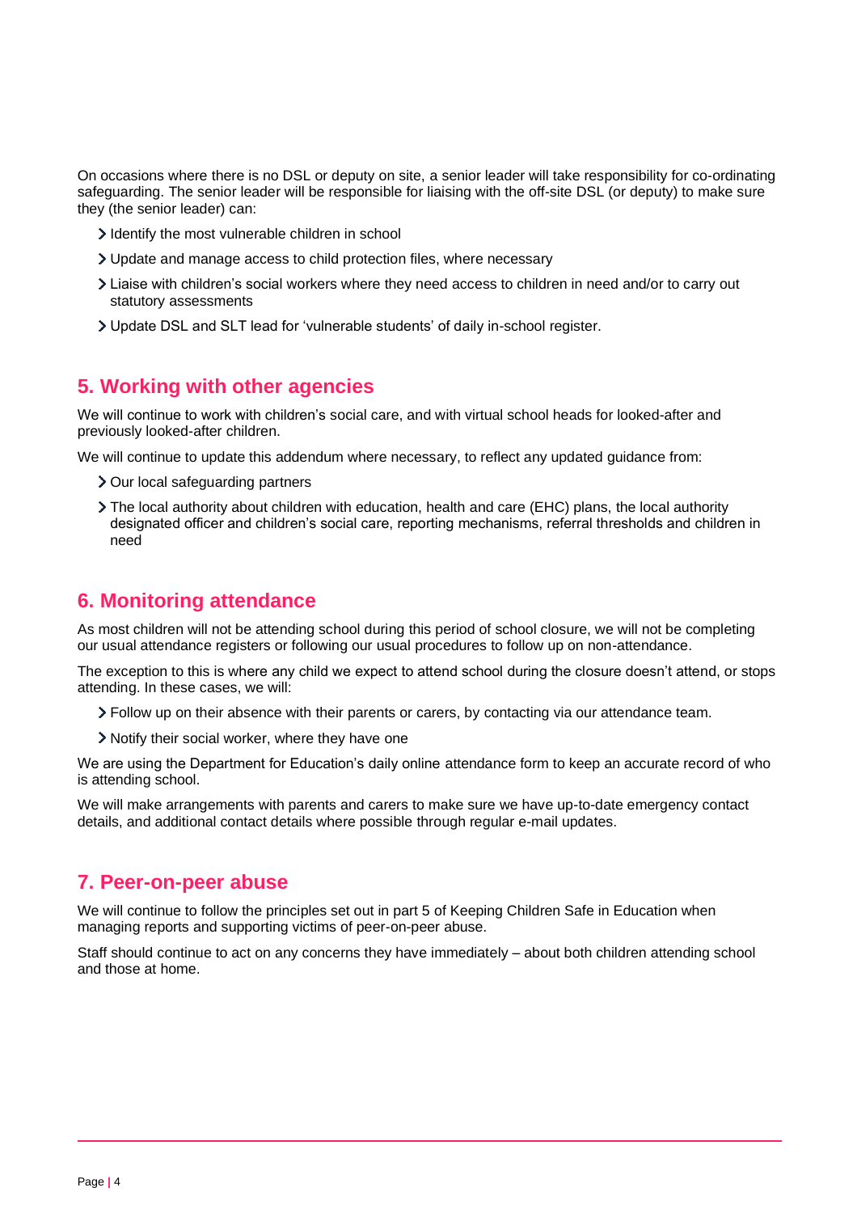On occasions where there is no DSL or deputy on site, a senior leader will take responsibility for co-ordinating safeguarding. The senior leader will be responsible for liaising with the off-site DSL (or deputy) to make sure they (the senior leader) can:

- Identify the most vulnerable children in school
- Update and manage access to child protection files, where necessary
- Liaise with children's social workers where they need access to children in need and/or to carry out statutory assessments
- Update DSL and SLT lead for 'vulnerable students' of daily in-school register.

## 5. Working with other agencies

We will continue to work with children's social care, and with virtual school heads for looked-after and previously looked-after children.

We will continue to update this addendum where necessary, to reflect any updated guidance from:

- Our local safeguarding partners
- The local authority about children with education, health and care (EHC) plans, the local authority designated officer and children's social care, reporting mechanisms, referral thresholds and children in need

## 6. Monitoring attendance

As most children will not be attending school during this period of school closure, we will not be completing our usual attendance registers or following our usual procedures to follow up on non-attendance.

The exception to this is where any child we expect to attend school during the closure doesn't attend, or stops attending. In these cases, we will:

- Follow up on their absence with their parents or carers, by contacting via our attendance team.
- Notify their social worker, where they have one

We are using the Department for Education's daily online attendance form to keep an accurate record of who is attending school.

We will make arrangements with parents and carers to make sure we have up-to-date emergency contact details, and additional contact details where possible through regular e-mail updates.

## 7. Peer-on-peer abuse

We will continue to follow the principles set out in part 5 of Keeping Children Safe in Education when managing reports and supporting victims of peer-on-peer abuse.

Staff should continue to act on any concerns they have immediately – about both children attending school and those at home.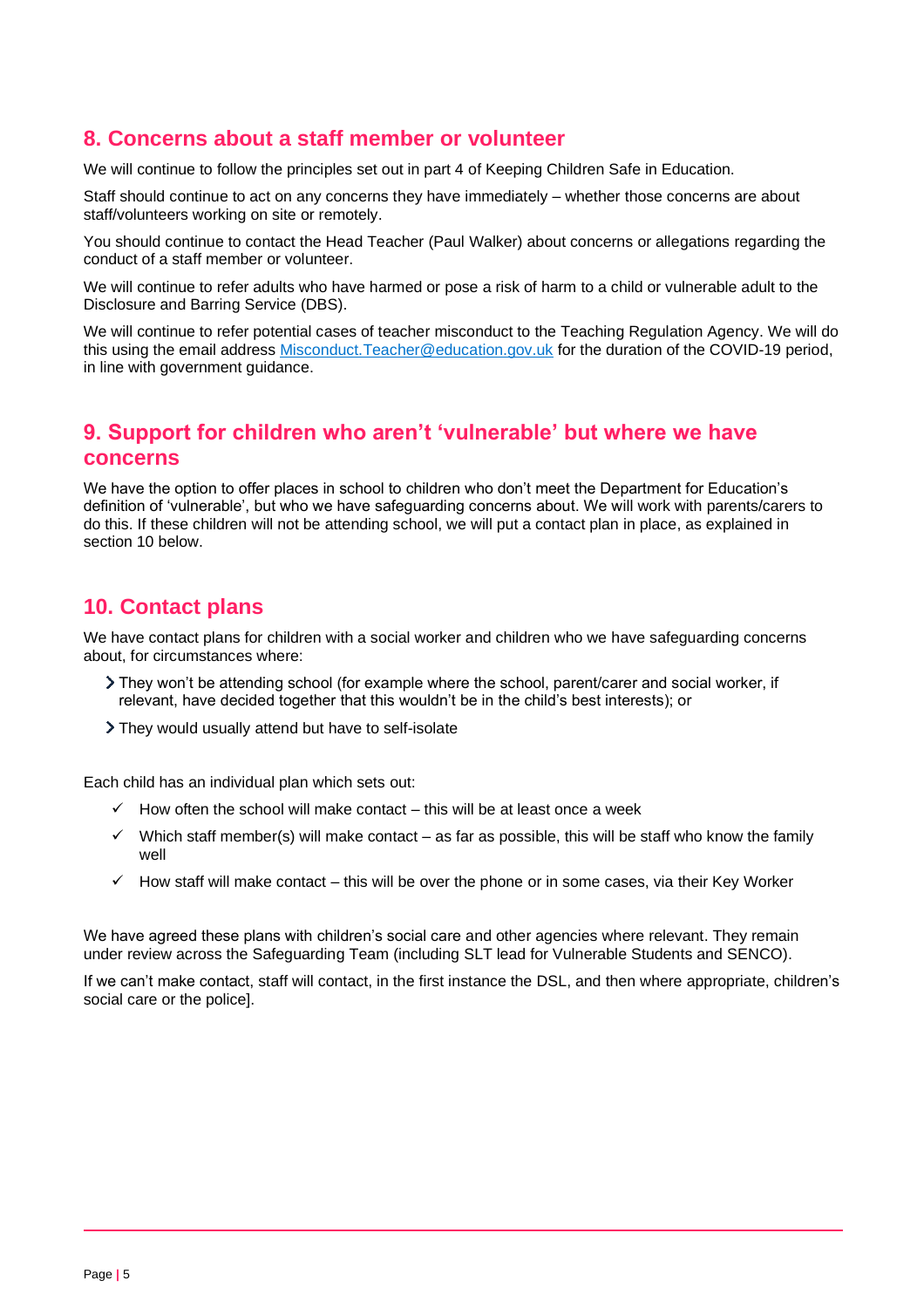## 8. Concerns about a staff member or volunteer

We will continue to follow the principles set out in part 4 of Keeping Children Safe in Education.

Staff should continue to act on any concerns they have immediately – whether those concerns are about staff/volunteers working on site or remotely.

You should continue to contact the Head Teacher (Paul Walker) about concerns or allegations regarding the conduct of a staff member or volunteer.

We will continue to refer adults who have harmed or pose a risk of harm to a child or vulnerable adult to the Disclosure and Barring Service (DBS).

We will continue to refer potential cases of teacher misconduct to the Teaching Regulation Agency. We will do this using the email address Misconduct.Teacher@education.gov.uk for the duration of the COVID-19 period, in line with government guidance.

## 9. Support for children who aren't 'vulnerable' but where we have concerns

We have the option to offer places in school to children who don't meet the Department for Education's definition of 'vulnerable', but who we have safeguarding concerns about. We will work with parents/carers to do this. If these children will not be attending school, we will put a contact plan in place, as explained in section 10 below.

## 10. Contact plans

We have contact plans for children with a social worker and children who we have safeguarding concerns about, for circumstances where:

- They won't be attending school (for example where the school, parent/carer and social worker, if relevant, have decided together that this wouldn't be in the child's best interests); or
- They would usually attend but have to self-isolate

Each child has an individual plan which sets out:

- ✓ How often the school will make contact – this will be at least once a week
- ✓ Which staff member(s) will make contact – as far as possible, this will be staff who know the family well
- ✓ How staff will make contact – this will be over the phone or in some cases, via their Key Worker

We have agreed these plans with children's social care and other agencies where relevant. They remain under review across the Safeguarding Team (including SLT lead for Vulnerable Students and SENCO).

If we can't make contact, staff will contact, in the first instance the DSL, and then where appropriate, children's social care or the police].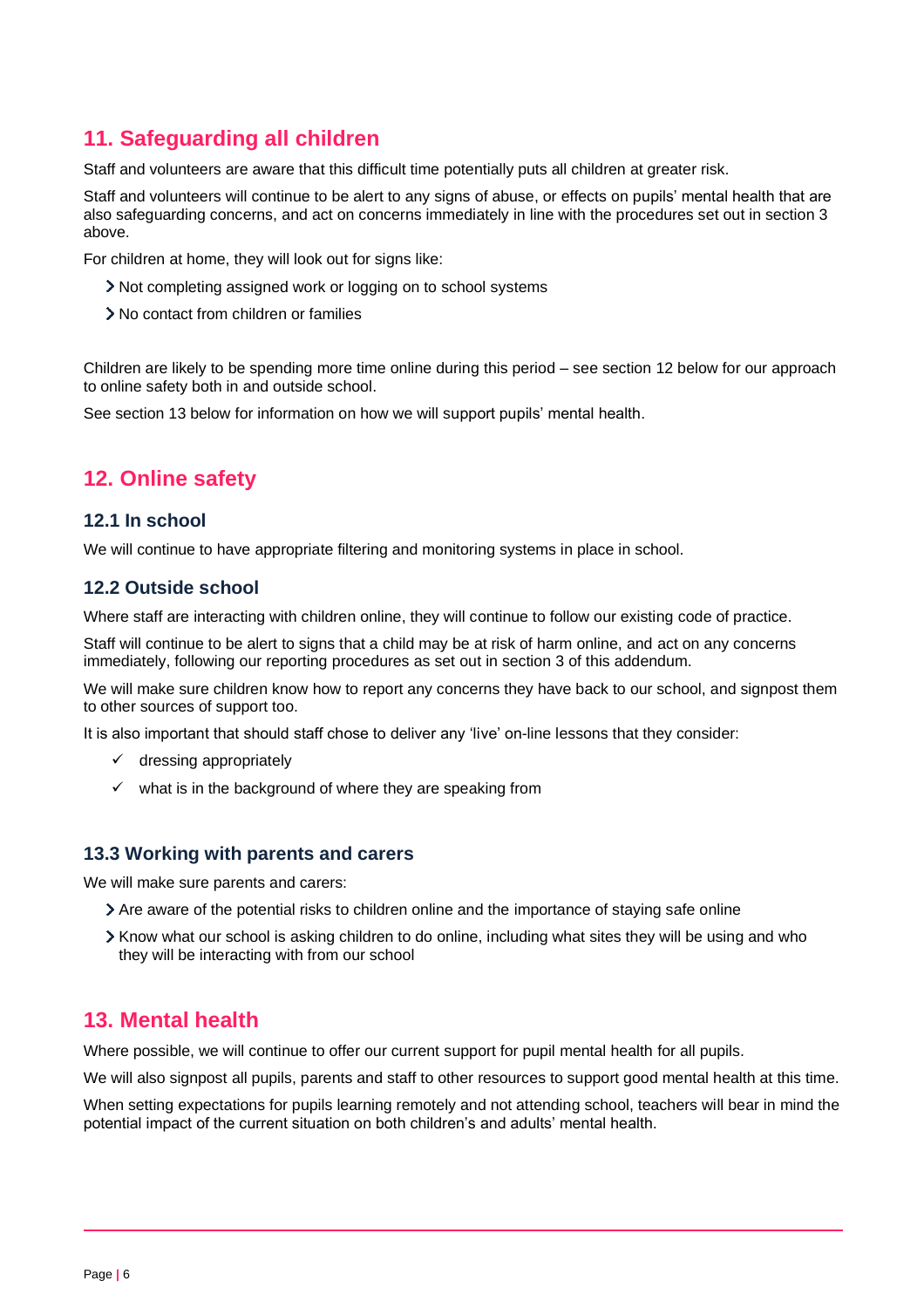## 11. Safeguarding all children

Staff and volunteers are aware that this difficult time potentially puts all children at greater risk.

Staff and volunteers will continue to be alert to any signs of abuse, or effects on pupils' mental health that are also safeguarding concerns, and act on concerns immediately in line with the procedures set out in section 3 above.

For children at home, they will look out for signs like:

- Not completing assigned work or logging on to school systems
- No contact from children or families

Children are likely to be spending more time online during this period – see section 12 below for our approach to online safety both in and outside school.

See section 13 below for information on how we will support pupils' mental health.

## 12. Online safety

### 12.1 In school

We will continue to have appropriate filtering and monitoring systems in place in school.

### 12.2 Outside school

Where staff are interacting with children online, they will continue to follow our existing code of practice.

Staff will continue to be alert to signs that a child may be at risk of harm online, and act on any concerns immediately, following our reporting procedures as set out in section 3 of this addendum.

We will make sure children know how to report any concerns they have back to our school, and signpost them to other sources of support too.

It is also important that should staff chose to deliver any 'live' on-line lessons that they consider:

- ✓ dressing appropriately
- ✓ what is in the background of where they are speaking from

### 13.3 Working with parents and carers

We will make sure parents and carers:

- Are aware of the potential risks to children online and the importance of staying safe online
- Know what our school is asking children to do online, including what sites they will be using and who they will be interacting with from our school

## 13. Mental health

Where possible, we will continue to offer our current support for pupil mental health for all pupils.

We will also signpost all pupils, parents and staff to other resources to support good mental health at this time.

When setting expectations for pupils learning remotely and not attending school, teachers will bear in mind the potential impact of the current situation on both children's and adults' mental health.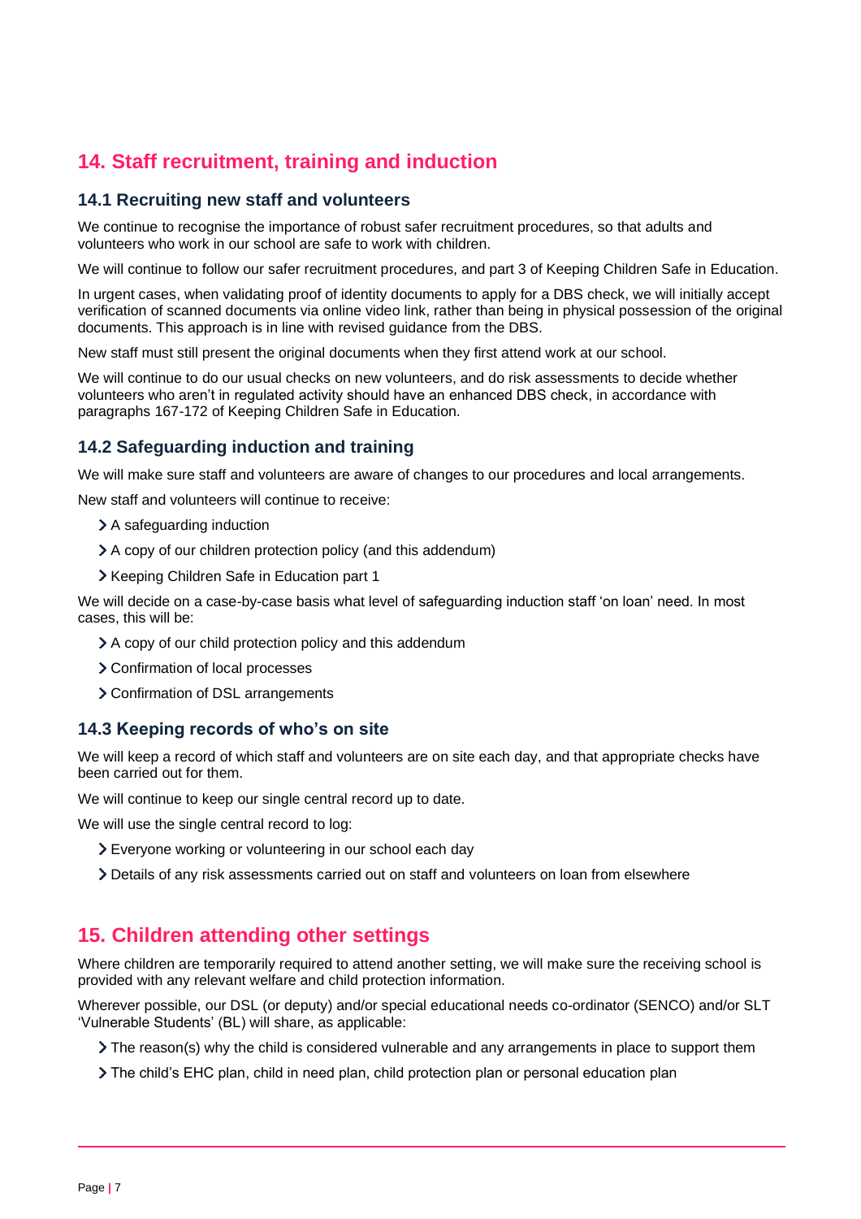## 14. Staff recruitment, training and induction

### 14.1 Recruiting new staff and volunteers

We continue to recognise the importance of robust safer recruitment procedures, so that adults and volunteers who work in our school are safe to work with children.

We will continue to follow our safer recruitment procedures, and part 3 of Keeping Children Safe in Education.

In urgent cases, when validating proof of identity documents to apply for a DBS check, we will initially accept verification of scanned documents via online video link, rather than being in physical possession of the original documents. This approach is in line with revised guidance from the DBS.

New staff must still present the original documents when they first attend work at our school.

We will continue to do our usual checks on new volunteers, and do risk assessments to decide whether volunteers who aren't in regulated activity should have an enhanced DBS check, in accordance with paragraphs 167-172 of Keeping Children Safe in Education.

### 14.2 Safeguarding induction and training

We will make sure staff and volunteers are aware of changes to our procedures and local arrangements.

New staff and volunteers will continue to receive:

- A safeguarding induction
- A copy of our children protection policy (and this addendum)
- Keeping Children Safe in Education part 1

We will decide on a case-by-case basis what level of safeguarding induction staff 'on loan' need. In most cases, this will be:

- A copy of our child protection policy and this addendum
- Confirmation of local processes
- Confirmation of DSL arrangements

### 14.3 Keeping records of who's on site

We will keep a record of which staff and volunteers are on site each day, and that appropriate checks have been carried out for them.

We will continue to keep our single central record up to date.

We will use the single central record to log:

- Everyone working or volunteering in our school each day
- Details of any risk assessments carried out on staff and volunteers on loan from elsewhere

## 15. Children attending other settings

Where children are temporarily required to attend another setting, we will make sure the receiving school is provided with any relevant welfare and child protection information.

Wherever possible, our DSL (or deputy) and/or special educational needs co-ordinator (SENCO) and/or SLT 'Vulnerable Students' (BL) will share, as applicable:

- The reason(s) why the child is considered vulnerable and any arrangements in place to support them
- The child's EHC plan, child in need plan, child protection plan or personal education plan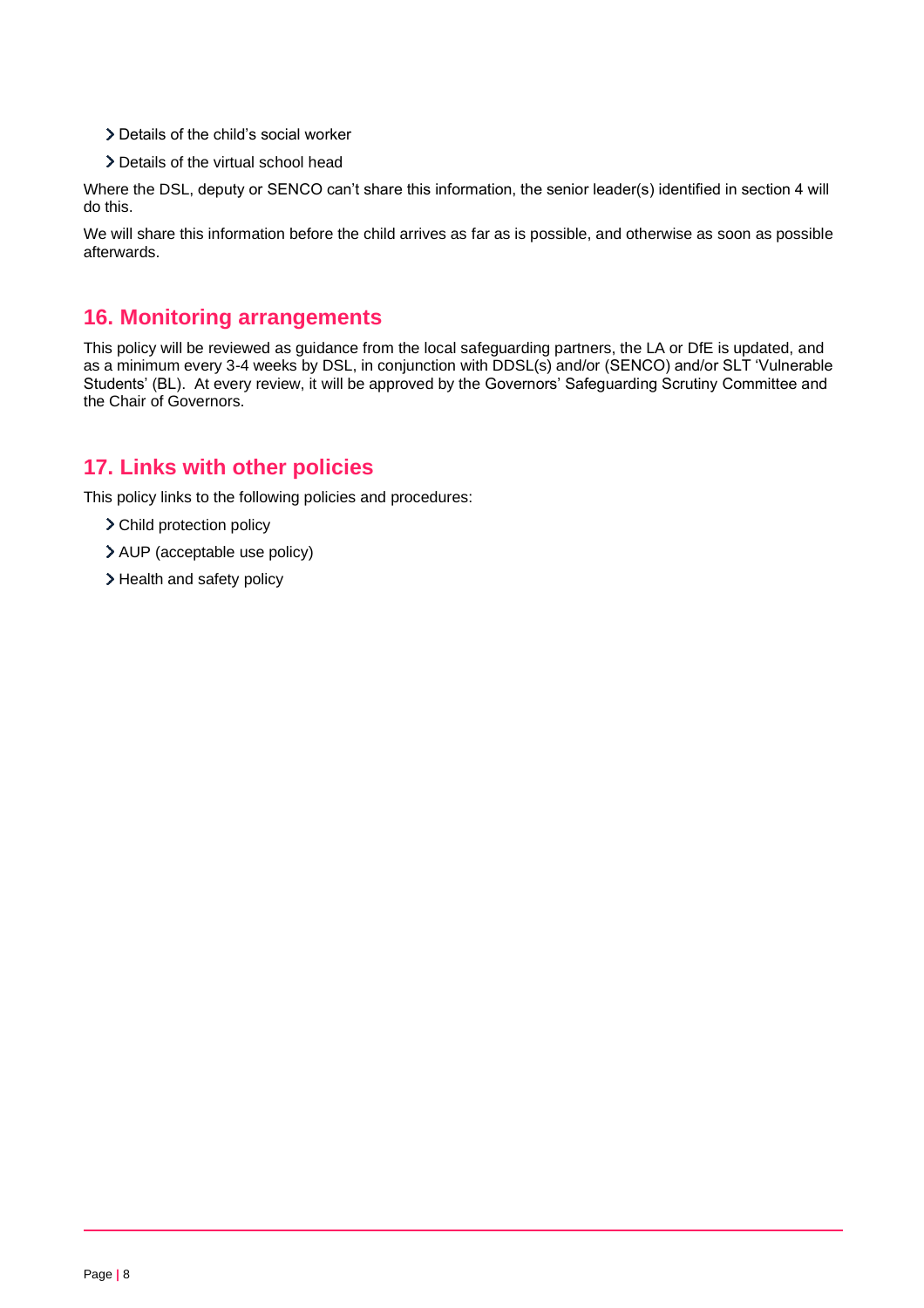- Details of the child's social worker
- Details of the virtual school head

Where the DSL, deputy or SENCO can't share this information, the senior leader(s) identified in section 4 will do this.

We will share this information before the child arrives as far as is possible, and otherwise as soon as possible afterwards.

## 16. Monitoring arrangements

This policy will be reviewed as guidance from the local safeguarding partners, the LA or DfE is updated, and as a minimum every 3-4 weeks by DSL, in conjunction with DDSL(s) and/or (SENCO) and/or SLT 'Vulnerable Students' (BL). At every review, it will be approved by the Governors' Safeguarding Scrutiny Committee and the Chair of Governors.

## 17. Links with other policies

This policy links to the following policies and procedures:

- Child protection policy
- AUP (acceptable use policy)
- Health and safety policy